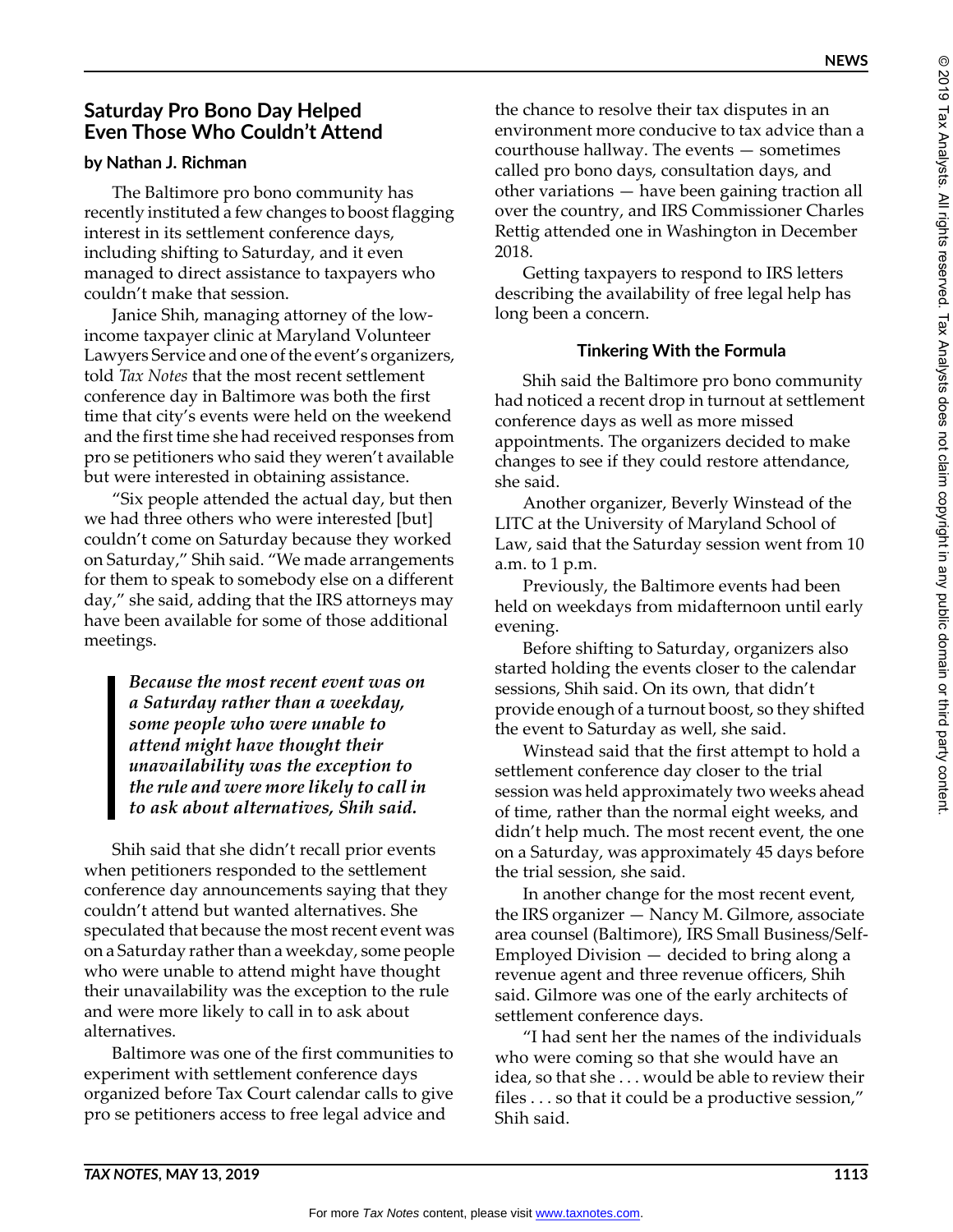# Saturday Pro Bono Day Helped Even Those Who Couldn't Attend

**by Nathan J. Richman**

The Baltimore pro bono community has recently instituted a few changes to boost flagging interest in its settlement conference days, including shifting to Saturday, and it even managed to direct assistance to taxpayers who couldn't make that session.

Janice Shih, managing attorney of the low-income taxpayer clinic at Maryland Volunteer Lawyers Service and one of the event's organizers, told *Tax Notes* that the most recent settlement conference day in Baltimore was both the first time that city's events were held on the weekend and the first time she had received responses from pro se petitioners who said they weren't available but were interested in obtaining assistance.

"Six people attended the actual day, but then we had three others who were interested [but] couldn't come on Saturday because they worked on Saturday," Shih said. "We made arrangements for them to speak to somebody else on a different day," she said, adding that the IRS attorneys may have been available for some of those additional meetings.

> ***Because the most recent event was on a Saturday rather than a weekday, some people who were unable to attend might have thought their unavailability was the exception to the rule and were more likely to call in to ask about alternatives, Shih said.***

Shih said that she didn't recall prior events when petitioners responded to the settlement conference day announcements saying that they couldn't attend but wanted alternatives. She speculated that because the most recent event was on a Saturday rather than a weekday, some people who were unable to attend might have thought their unavailability was the exception to the rule and were more likely to call in to ask about alternatives.

Baltimore was one of the first communities to experiment with settlement conference days organized before Tax Court calendar calls to give pro se petitioners access to free legal advice and the chance to resolve their tax disputes in an environment more conducive to tax advice than a courthouse hallway. The events — sometimes called pro bono days, consultation days, and other variations — have been gaining traction all over the country, and IRS Commissioner Charles Rettig attended one in Washington in December 2018.

Getting taxpayers to respond to IRS letters describing the availability of free legal help has long been a concern.

## Tinkering With the Formula

Shih said the Baltimore pro bono community had noticed a recent drop in turnout at settlement conference days as well as more missed appointments. The organizers decided to make changes to see if they could restore attendance, she said.

Another organizer, Beverly Winstead of the LITC at the University of Maryland School of Law, said that the Saturday session went from 10 a.m. to 1 p.m.

Previously, the Baltimore events had been held on weekdays from midafternoon until early evening.

Before shifting to Saturday, organizers also started holding the events closer to the calendar sessions, Shih said. On its own, that didn't provide enough of a turnout boost, so they shifted the event to Saturday as well, she said.

Winstead said that the first attempt to hold a settlement conference day closer to the trial session was held approximately two weeks ahead of time, rather than the normal eight weeks, and didn't help much. The most recent event, the one on a Saturday, was approximately 45 days before the trial session, she said.

In another change for the most recent event, the IRS organizer — Nancy M. Gilmore, associate area counsel (Baltimore), IRS Small Business/Self-Employed Division — decided to bring along a revenue agent and three revenue officers, Shih said. Gilmore was one of the early architects of settlement conference days.

"I had sent her the names of the individuals who were coming so that she would have an idea, so that she . . . would be able to review their files . . . so that it could be a productive session," Shih said.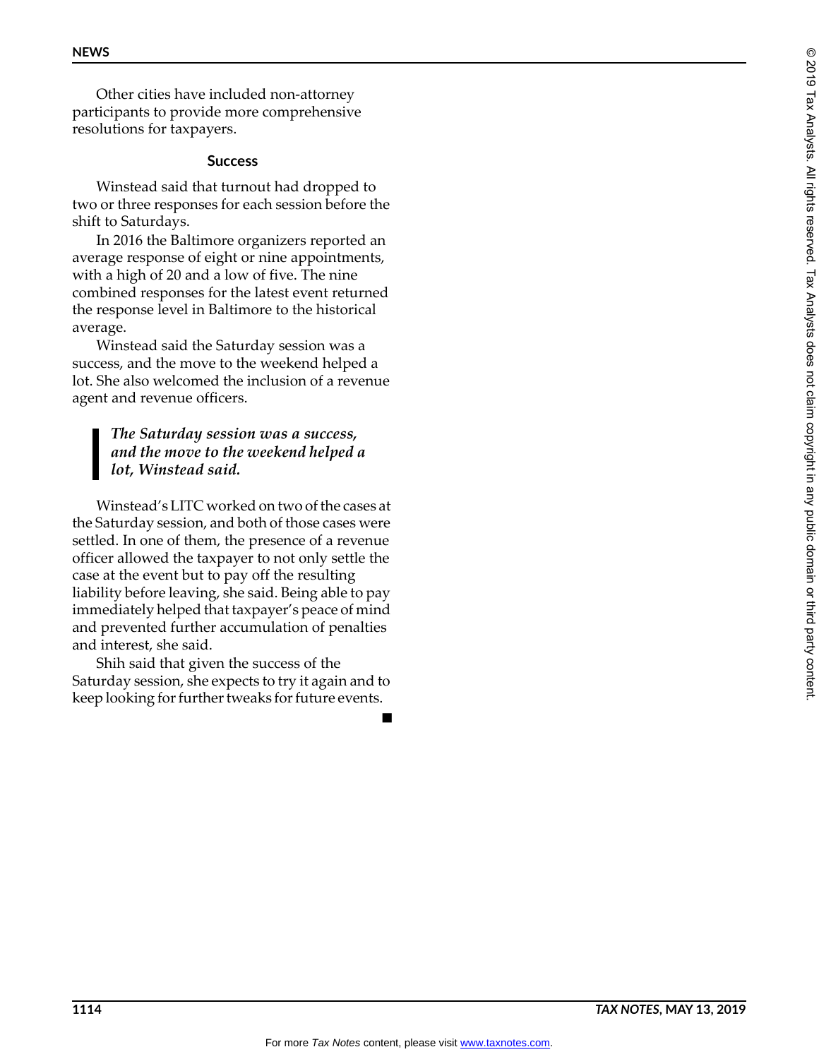Other cities have included non-attorney participants to provide more comprehensive resolutions for taxpayers.

### Success

Winstead said that turnout had dropped to two or three responses for each session before the shift to Saturdays.

In 2016 the Baltimore organizers reported an average response of eight or nine appointments, with a high of 20 and a low of five. The nine combined responses for the latest event returned the response level in Baltimore to the historical average.

Winstead said the Saturday session was a success, and the move to the weekend helped a lot. She also welcomed the inclusion of a revenue agent and revenue officers.

> ***The Saturday session was a success, and the move to the weekend helped a lot, Winstead said.***

Winstead's LITC worked on two of the cases at the Saturday session, and both of those cases were settled. In one of them, the presence of a revenue officer allowed the taxpayer to not only settle the case at the event but to pay off the resulting liability before leaving, she said. Being able to pay immediately helped that taxpayer's peace of mind and prevented further accumulation of penalties and interest, she said.

Shih said that given the success of the Saturday session, she expects to try it again and to keep looking for further tweaks for future events.

■